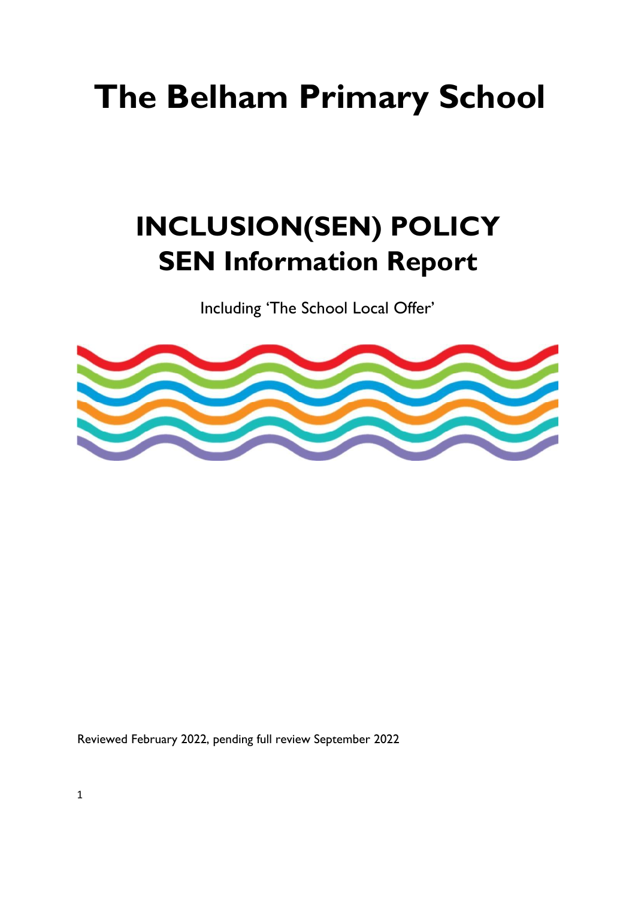# The Belham Primary School

## INCLUSION(SEN) POLICY
## SEN Information Report

Including 'The School Local Offer'

Reviewed February 2022, pending full review September 2022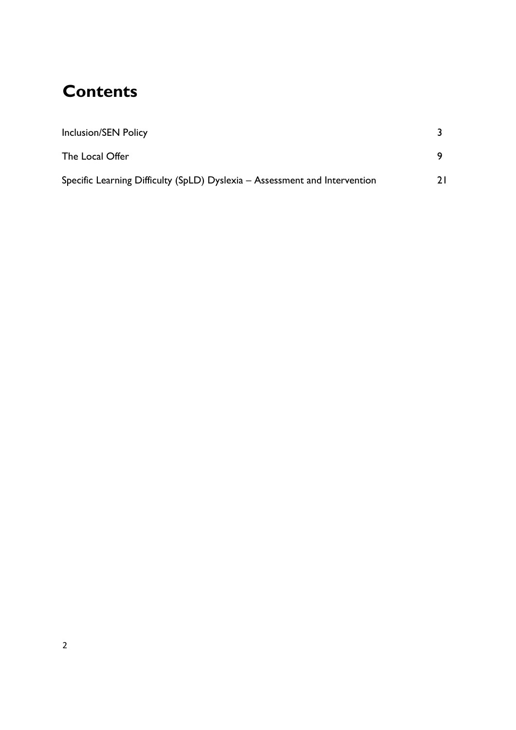# Contents

| | |
|---|---|
| Inclusion/SEN Policy | 3 |
| The Local Offer | 9 |
| Specific Learning Difficulty (SpLD) Dyslexia – Assessment and Intervention | 21 |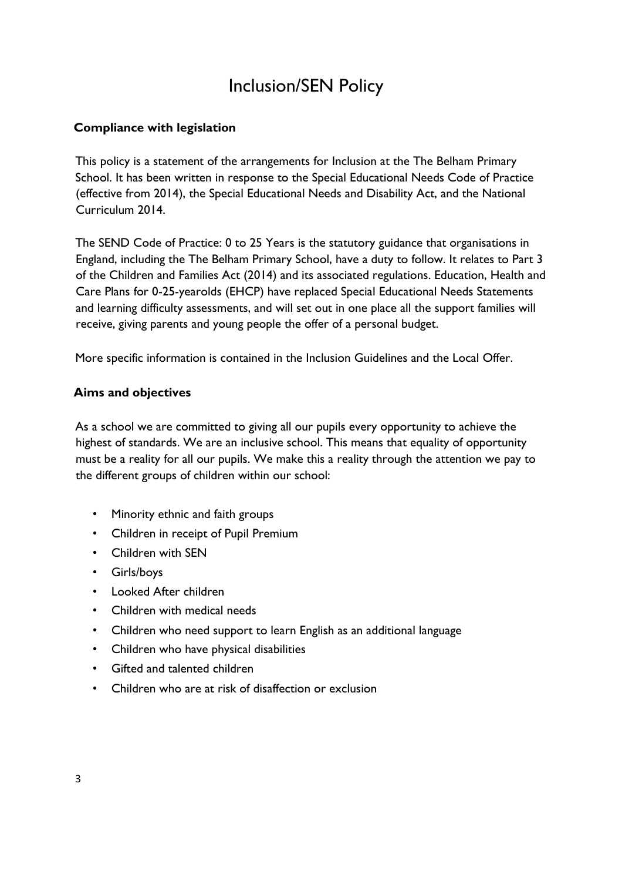# Inclusion/SEN Policy

**Compliance with legislation**

This policy is a statement of the arrangements for Inclusion at the The Belham Primary School. It has been written in response to the Special Educational Needs Code of Practice (effective from 2014), the Special Educational Needs and Disability Act, and the National Curriculum 2014.

The SEND Code of Practice: 0 to 25 Years is the statutory guidance that organisations in England, including the The Belham Primary School, have a duty to follow. It relates to Part 3 of the Children and Families Act (2014) and its associated regulations. Education, Health and Care Plans for 0-25-yearolds (EHCP) have replaced Special Educational Needs Statements and learning difficulty assessments, and will set out in one place all the support families will receive, giving parents and young people the offer of a personal budget.

More specific information is contained in the Inclusion Guidelines and the Local Offer.

**Aims and objectives**

As a school we are committed to giving all our pupils every opportunity to achieve the highest of standards. We are an inclusive school. This means that equality of opportunity must be a reality for all our pupils. We make this a reality through the attention we pay to the different groups of children within our school:

- Minority ethnic and faith groups
- Children in receipt of Pupil Premium
- Children with SEN
- Girls/boys
- Looked After children
- Children with medical needs
- Children who need support to learn English as an additional language
- Children who have physical disabilities
- Gifted and talented children
- Children who are at risk of disaffection or exclusion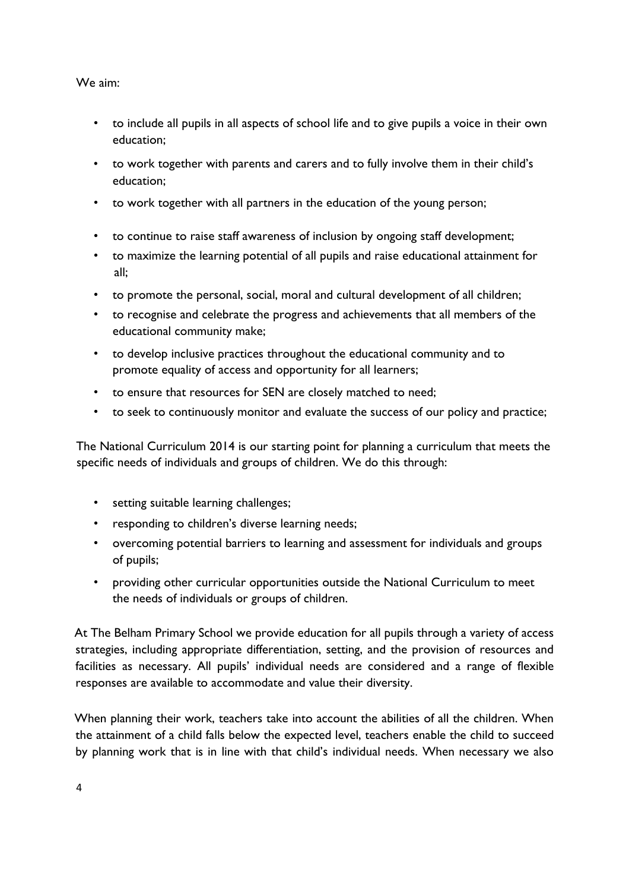We aim:

- to include all pupils in all aspects of school life and to give pupils a voice in their own education;
- to work together with parents and carers and to fully involve them in their child's education;
- to work together with all partners in the education of the young person;
- to continue to raise staff awareness of inclusion by ongoing staff development;
- to maximize the learning potential of all pupils and raise educational attainment for all;
- to promote the personal, social, moral and cultural development of all children;
- to recognise and celebrate the progress and achievements that all members of the educational community make;
- to develop inclusive practices throughout the educational community and to promote equality of access and opportunity for all learners;
- to ensure that resources for SEN are closely matched to need;
- to seek to continuously monitor and evaluate the success of our policy and practice;

The National Curriculum 2014 is our starting point for planning a curriculum that meets the specific needs of individuals and groups of children. We do this through:

- setting suitable learning challenges;
- responding to children's diverse learning needs;
- overcoming potential barriers to learning and assessment for individuals and groups of pupils;
- providing other curricular opportunities outside the National Curriculum to meet the needs of individuals or groups of children.

At The Belham Primary School we provide education for all pupils through a variety of access strategies, including appropriate differentiation, setting, and the provision of resources and facilities as necessary. All pupils' individual needs are considered and a range of flexible responses are available to accommodate and value their diversity.

When planning their work, teachers take into account the abilities of all the children. When the attainment of a child falls below the expected level, teachers enable the child to succeed by planning work that is in line with that child's individual needs. When necessary we also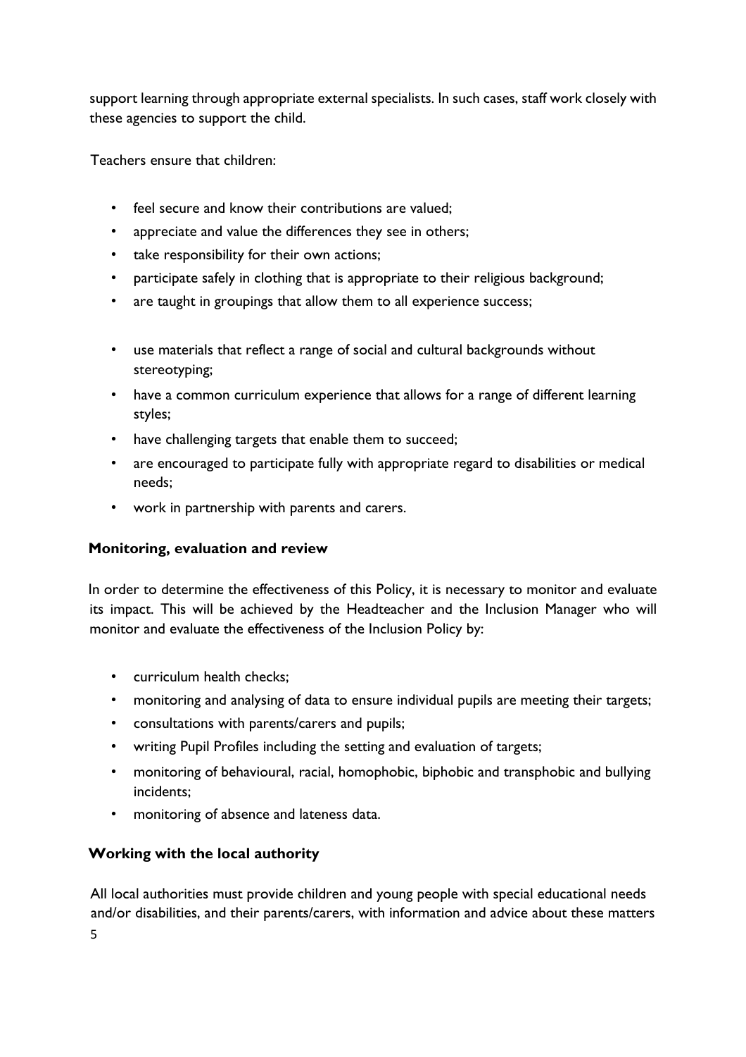support learning through appropriate external specialists. In such cases, staff work closely with these agencies to support the child.

Teachers ensure that children:

- feel secure and know their contributions are valued;
- appreciate and value the differences they see in others;
- take responsibility for their own actions;
- participate safely in clothing that is appropriate to their religious background;
- are taught in groupings that allow them to all experience success;
- use materials that reflect a range of social and cultural backgrounds without stereotyping;
- have a common curriculum experience that allows for a range of different learning styles;
- have challenging targets that enable them to succeed;
- are encouraged to participate fully with appropriate regard to disabilities or medical needs;
- work in partnership with parents and carers.

### Monitoring, evaluation and review

In order to determine the effectiveness of this Policy, it is necessary to monitor and evaluate its impact. This will be achieved by the Headteacher and the Inclusion Manager who will monitor and evaluate the effectiveness of the Inclusion Policy by:

- curriculum health checks;
- monitoring and analysing of data to ensure individual pupils are meeting their targets;
- consultations with parents/carers and pupils;
- writing Pupil Profiles including the setting and evaluation of targets;
- monitoring of behavioural, racial, homophobic, biphobic and transphobic and bullying incidents;
- monitoring of absence and lateness data.

### Working with the local authority

All local authorities must provide children and young people with special educational needs and/or disabilities, and their parents/carers, with information and advice about these matters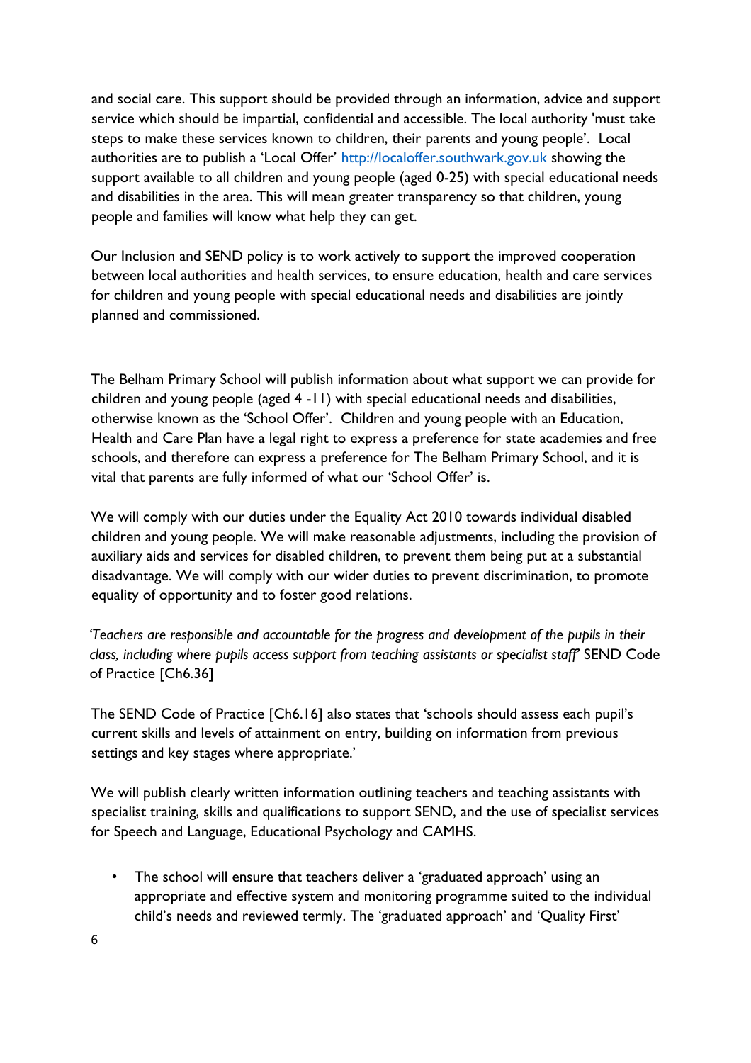and social care. This support should be provided through an information, advice and support service which should be impartial, confidential and accessible. The local authority 'must take steps to make these services known to children, their parents and young people'. Local authorities are to publish a 'Local Offer' [http://localoffer.southwark.gov.uk](http://localoffer.southwark.gov.uk) showing the support available to all children and young people (aged 0-25) with special educational needs and disabilities in the area. This will mean greater transparency so that children, young people and families will know what help they can get.

Our Inclusion and SEND policy is to work actively to support the improved cooperation between local authorities and health services, to ensure education, health and care services for children and young people with special educational needs and disabilities are jointly planned and commissioned.

The Belham Primary School will publish information about what support we can provide for children and young people (aged 4 -11) with special educational needs and disabilities, otherwise known as the 'School Offer'. Children and young people with an Education, Health and Care Plan have a legal right to express a preference for state academies and free schools, and therefore can express a preference for The Belham Primary School, and it is vital that parents are fully informed of what our 'School Offer' is.

We will comply with our duties under the Equality Act 2010 towards individual disabled children and young people. We will make reasonable adjustments, including the provision of auxiliary aids and services for disabled children, to prevent them being put at a substantial disadvantage. We will comply with our wider duties to prevent discrimination, to promote equality of opportunity and to foster good relations.

*'Teachers are responsible and accountable for the progress and development of the pupils in their class, including where pupils access support from teaching assistants or specialist staff'* SEND Code of Practice [Ch6.36]

The SEND Code of Practice [Ch6.16] also states that 'schools should assess each pupil's current skills and levels of attainment on entry, building on information from previous settings and key stages where appropriate.'

We will publish clearly written information outlining teachers and teaching assistants with specialist training, skills and qualifications to support SEND, and the use of specialist services for Speech and Language, Educational Psychology and CAMHS.

- The school will ensure that teachers deliver a 'graduated approach' using an appropriate and effective system and monitoring programme suited to the individual child's needs and reviewed termly. The 'graduated approach' and 'Quality First'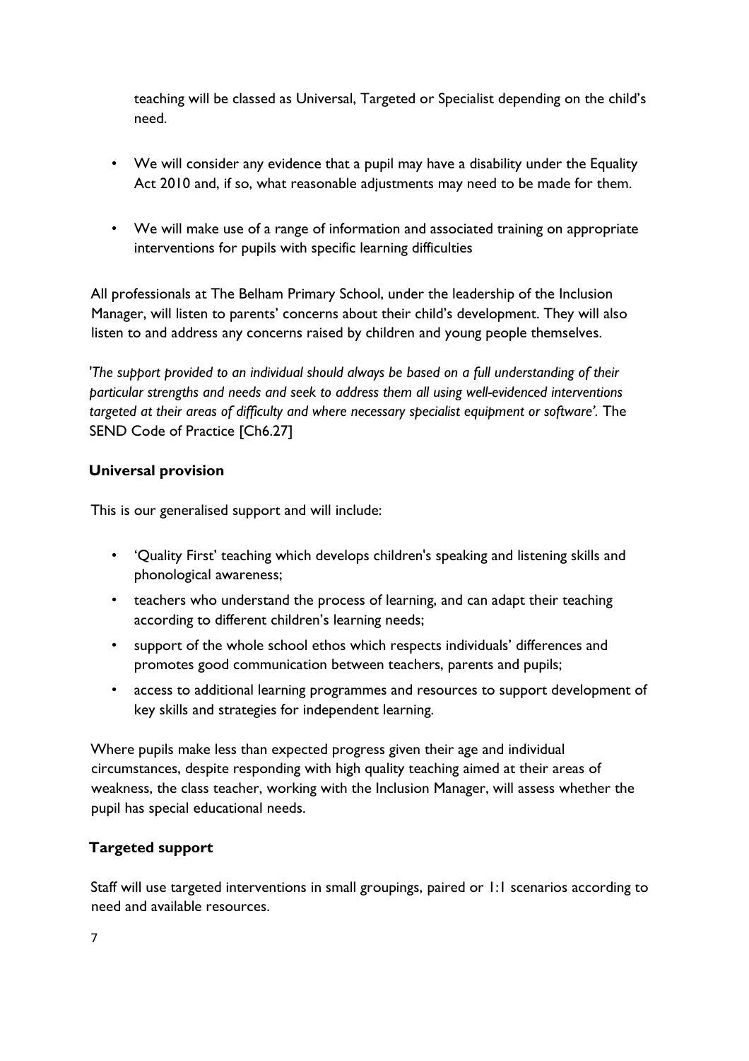teaching will be classed as Universal, Targeted or Specialist depending on the child's need.

- We will consider any evidence that a pupil may have a disability under the Equality Act 2010 and, if so, what reasonable adjustments may need to be made for them.
- We will make use of a range of information and associated training on appropriate interventions for pupils with specific learning difficulties

All professionals at The Belham Primary School, under the leadership of the Inclusion Manager, will listen to parents' concerns about their child's development. They will also listen to and address any concerns raised by children and young people themselves.

*'The support provided to an individual should always be based on a full understanding of their particular strengths and needs and seek to address them all using well-evidenced interventions targeted at their areas of difficulty and where necessary specialist equipment or software'.* The SEND Code of Practice [Ch6.27]

**Universal provision**

This is our generalised support and will include:

- 'Quality First' teaching which develops children's speaking and listening skills and phonological awareness;
- teachers who understand the process of learning, and can adapt their teaching according to different children's learning needs;
- support of the whole school ethos which respects individuals' differences and promotes good communication between teachers, parents and pupils;
- access to additional learning programmes and resources to support development of key skills and strategies for independent learning.

Where pupils make less than expected progress given their age and individual circumstances, despite responding with high quality teaching aimed at their areas of weakness, the class teacher, working with the Inclusion Manager, will assess whether the pupil has special educational needs.

**Targeted support**

Staff will use targeted interventions in small groupings, paired or 1:1 scenarios according to need and available resources.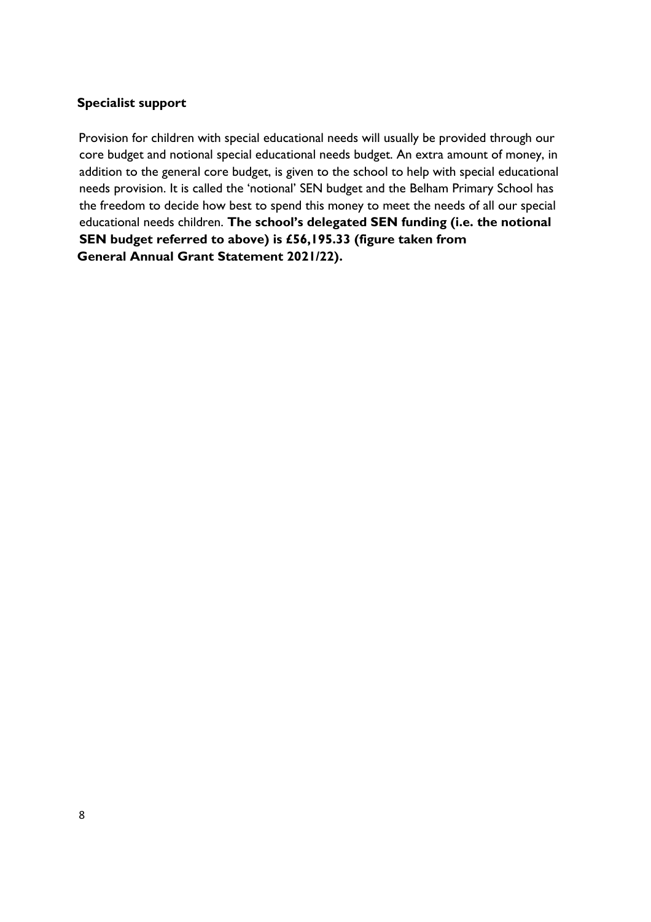**Specialist support**

Provision for children with special educational needs will usually be provided through our core budget and notional special educational needs budget. An extra amount of money, in addition to the general core budget, is given to the school to help with special educational needs provision. It is called the 'notional' SEN budget and the Belham Primary School has the freedom to decide how best to spend this money to meet the needs of all our special educational needs children. **The school's delegated SEN funding (i.e. the notional SEN budget referred to above) is £56,195.33 (figure taken from General Annual Grant Statement 2021/22).**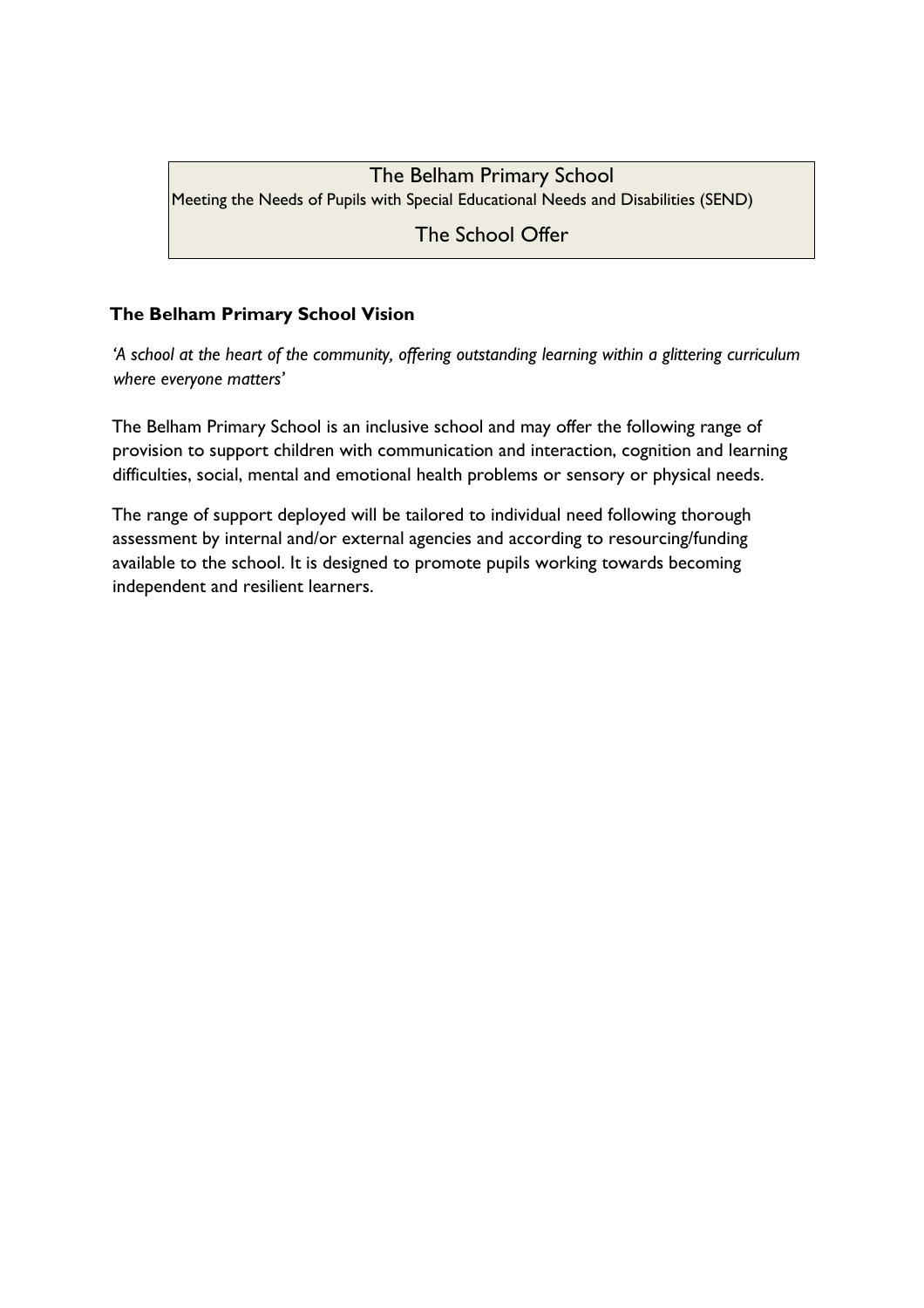# The Belham Primary School

Meeting the Needs of Pupils with Special Educational Needs and Disabilities (SEND)

## The School Offer

**The Belham Primary School Vision**

*'A school at the heart of the community, offering outstanding learning within a glittering curriculum where everyone matters'*

The Belham Primary School is an inclusive school and may offer the following range of provision to support children with communication and interaction, cognition and learning difficulties, social, mental and emotional health problems or sensory or physical needs.

The range of support deployed will be tailored to individual need following thorough assessment by internal and/or external agencies and according to resourcing/funding available to the school. It is designed to promote pupils working towards becoming independent and resilient learners.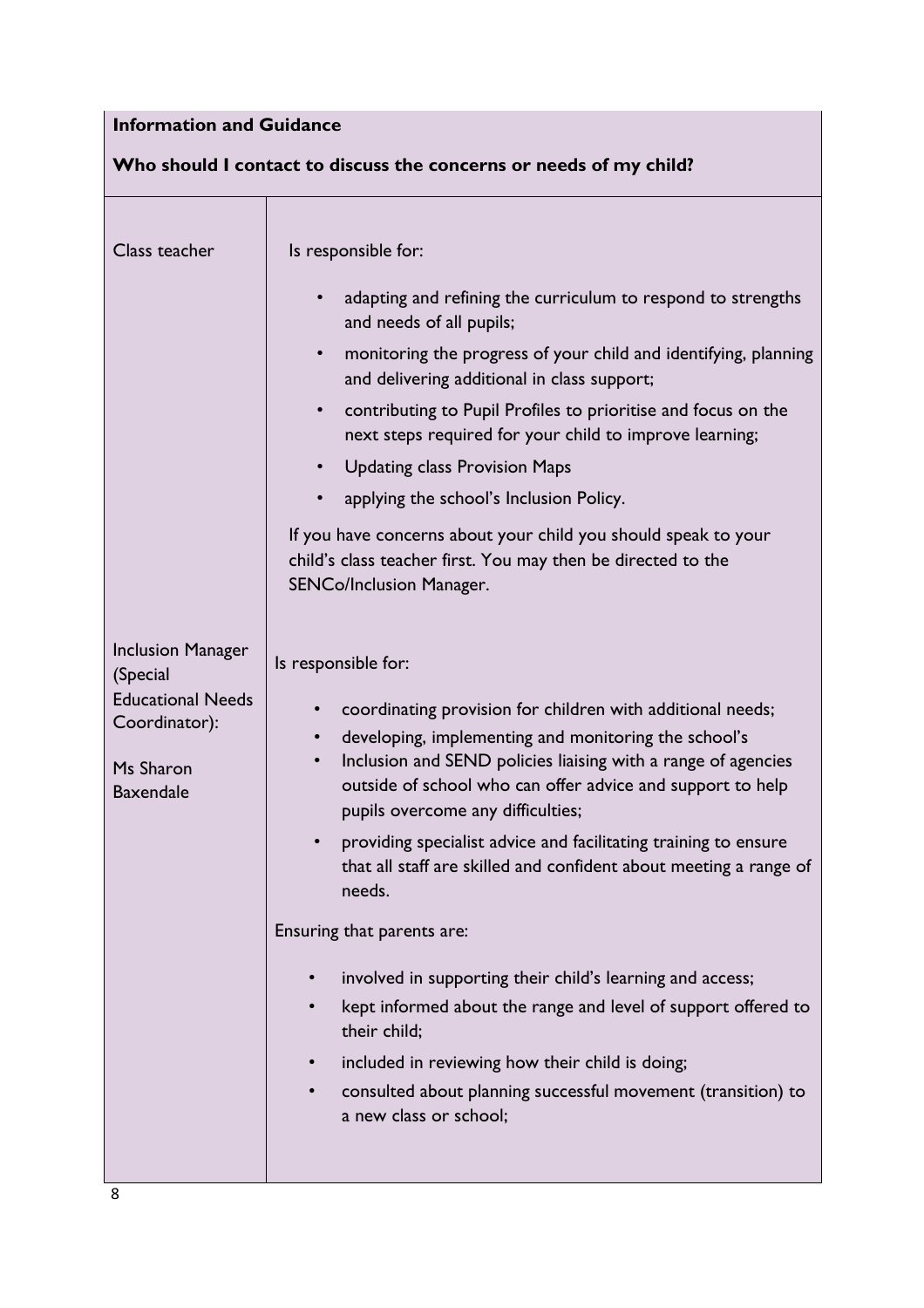**Information and Guidance**

**Who should I contact to discuss the concerns or needs of my child?**

| | |
|---|---|
| Class teacher | Is responsible for:<br><br>• adapting and refining the curriculum to respond to strengths and needs of all pupils;<br>• monitoring the progress of your child and identifying, planning and delivering additional in class support;<br>• contributing to Pupil Profiles to prioritise and focus on the next steps required for your child to improve learning;<br>• Updating class Provision Maps<br>• applying the school's Inclusion Policy.<br><br>If you have concerns about your child you should speak to your child's class teacher first. You may then be directed to the SENCo/Inclusion Manager. |
| Inclusion Manager (Special Educational Needs Coordinator):<br><br>Ms Sharon Baxendale | Is responsible for:<br><br>• coordinating provision for children with additional needs;<br>• developing, implementing and monitoring the school's<br>• Inclusion and SEND policies liaising with a range of agencies outside of school who can offer advice and support to help pupils overcome any difficulties;<br>• providing specialist advice and facilitating training to ensure that all staff are skilled and confident about meeting a range of needs.<br><br>Ensuring that parents are:<br><br>• involved in supporting their child's learning and access;<br>• kept informed about the range and level of support offered to their child;<br>• included in reviewing how their child is doing;<br>• consulted about planning successful movement (transition) to a new class or school; |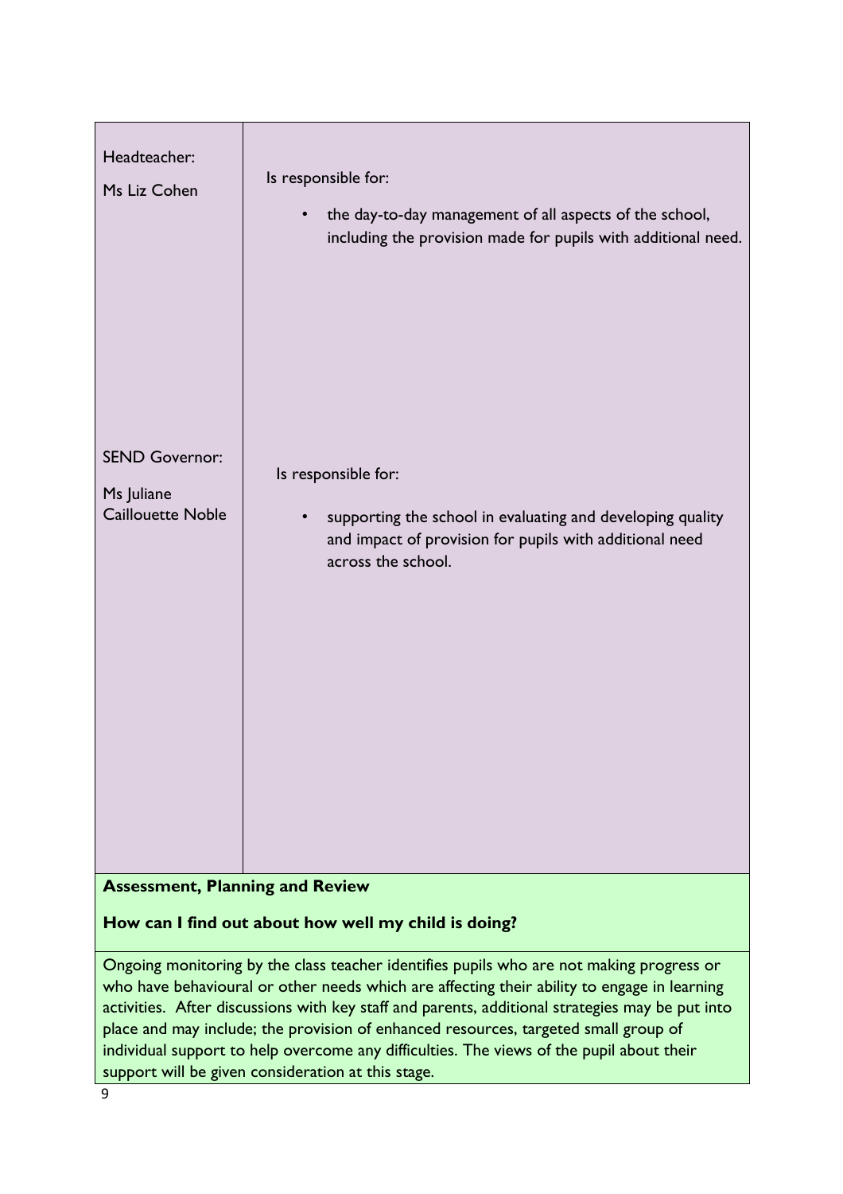| | |
|---|---|
| Headteacher:<br><br>Ms Liz Cohen | Is responsible for:<br><br>• the day-to-day management of all aspects of the school, including the provision made for pupils with additional need. |
| SEND Governor:<br><br>Ms Juliane Caillouette Noble | Is responsible for:<br><br>• supporting the school in evaluating and developing quality and impact of provision for pupils with additional need across the school. |

**Assessment, Planning and Review**

**How can I find out about how well my child is doing?**

Ongoing monitoring by the class teacher identifies pupils who are not making progress or who have behavioural or other needs which are affecting their ability to engage in learning activities. After discussions with key staff and parents, additional strategies may be put into place and may include; the provision of enhanced resources, targeted small group of individual support to help overcome any difficulties. The views of the pupil about their support will be given consideration at this stage.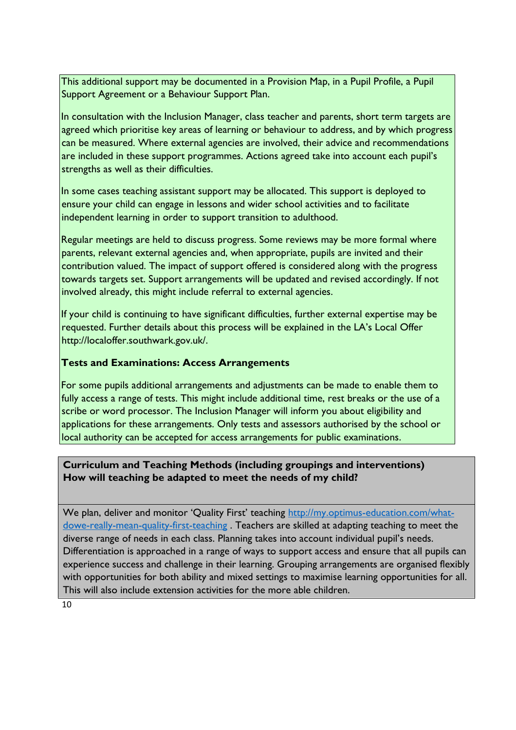This additional support may be documented in a Provision Map, in a Pupil Profile, a Pupil Support Agreement or a Behaviour Support Plan.

In consultation with the Inclusion Manager, class teacher and parents, short term targets are agreed which prioritise key areas of learning or behaviour to address, and by which progress can be measured. Where external agencies are involved, their advice and recommendations are included in these support programmes. Actions agreed take into account each pupil's strengths as well as their difficulties.

In some cases teaching assistant support may be allocated. This support is deployed to ensure your child can engage in lessons and wider school activities and to facilitate independent learning in order to support transition to adulthood.

Regular meetings are held to discuss progress. Some reviews may be more formal where parents, relevant external agencies and, when appropriate, pupils are invited and their contribution valued. The impact of support offered is considered along with the progress towards targets set. Support arrangements will be updated and revised accordingly. If not involved already, this might include referral to external agencies.

If your child is continuing to have significant difficulties, further external expertise may be requested. Further details about this process will be explained in the LA's Local Offer http://localoffer.southwark.gov.uk/.

**Tests and Examinations: Access Arrangements**

For some pupils additional arrangements and adjustments can be made to enable them to fully access a range of tests. This might include additional time, rest breaks or the use of a scribe or word processor. The Inclusion Manager will inform you about eligibility and applications for these arrangements. Only tests and assessors authorised by the school or local authority can be accepted for access arrangements for public examinations.

**Curriculum and Teaching Methods (including groupings and interventions)**
**How will teaching be adapted to meet the needs of my child?**

We plan, deliver and monitor 'Quality First' teaching [http://my.optimus-education.com/what-dowe-really-mean-quality-first-teaching](http://my.optimus-education.com/what-dowe-really-mean-quality-first-teaching) . Teachers are skilled at adapting teaching to meet the diverse range of needs in each class. Planning takes into account individual pupil's needs. Differentiation is approached in a range of ways to support access and ensure that all pupils can experience success and challenge in their learning. Grouping arrangements are organised flexibly with opportunities for both ability and mixed settings to maximise learning opportunities for all. This will also include extension activities for the more able children.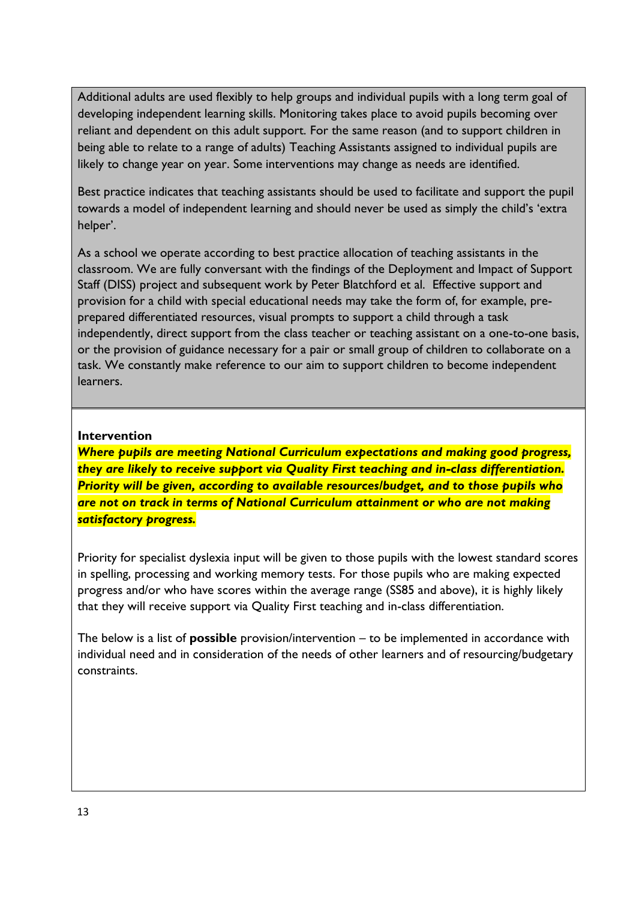Additional adults are used flexibly to help groups and individual pupils with a long term goal of developing independent learning skills. Monitoring takes place to avoid pupils becoming over reliant and dependent on this adult support. For the same reason (and to support children in being able to relate to a range of adults) Teaching Assistants assigned to individual pupils are likely to change year on year. Some interventions may change as needs are identified.

Best practice indicates that teaching assistants should be used to facilitate and support the pupil towards a model of independent learning and should never be used as simply the child's 'extra helper'.

As a school we operate according to best practice allocation of teaching assistants in the classroom. We are fully conversant with the findings of the Deployment and Impact of Support Staff (DISS) project and subsequent work by Peter Blatchford et al. Effective support and provision for a child with special educational needs may take the form of, for example, pre-prepared differentiated resources, visual prompts to support a child through a task independently, direct support from the class teacher or teaching assistant on a one-to-one basis, or the provision of guidance necessary for a pair or small group of children to collaborate on a task. We constantly make reference to our aim to support children to become independent learners.

**Intervention**

***Where pupils are meeting National Curriculum expectations and making good progress, they are likely to receive support via Quality First teaching and in-class differentiation. Priority will be given, according to available resources/budget, and to those pupils who are not on track in terms of National Curriculum attainment or who are not making satisfactory progress.***

Priority for specialist dyslexia input will be given to those pupils with the lowest standard scores in spelling, processing and working memory tests. For those pupils who are making expected progress and/or who have scores within the average range (SS85 and above), it is highly likely that they will receive support via Quality First teaching and in-class differentiation.

The below is a list of **possible** provision/intervention – to be implemented in accordance with individual need and in consideration of the needs of other learners and of resourcing/budgetary constraints.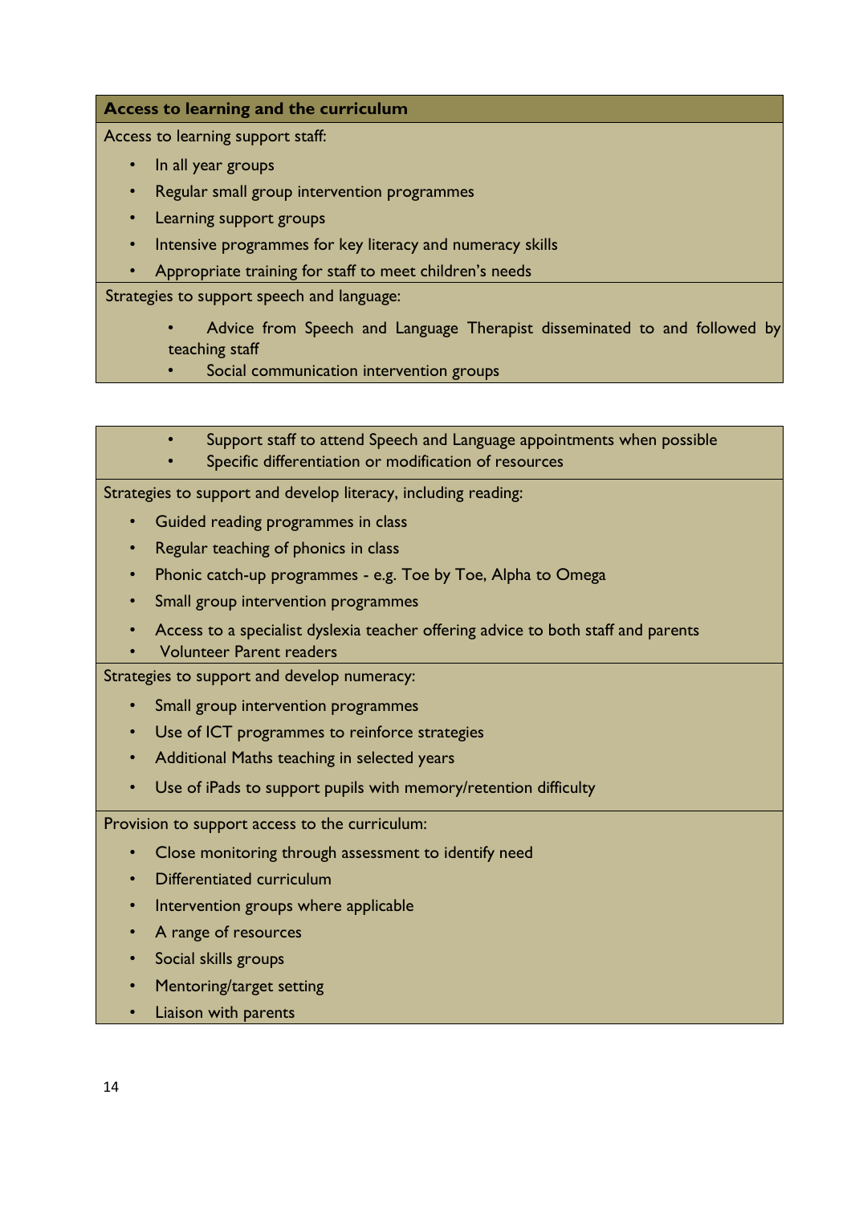**Access to learning and the curriculum**

Access to learning support staff:

- In all year groups
- Regular small group intervention programmes
- Learning support groups
- Intensive programmes for key literacy and numeracy skills
- Appropriate training for staff to meet children's needs

Strategies to support speech and language:

- Advice from Speech and Language Therapist disseminated to and followed by teaching staff
- Social communication intervention groups
- Support staff to attend Speech and Language appointments when possible
- Specific differentiation or modification of resources

Strategies to support and develop literacy, including reading:

- Guided reading programmes in class
- Regular teaching of phonics in class
- Phonic catch-up programmes - e.g. Toe by Toe, Alpha to Omega
- Small group intervention programmes
- Access to a specialist dyslexia teacher offering advice to both staff and parents
- Volunteer Parent readers

Strategies to support and develop numeracy:

- Small group intervention programmes
- Use of ICT programmes to reinforce strategies
- Additional Maths teaching in selected years
- Use of iPads to support pupils with memory/retention difficulty

Provision to support access to the curriculum:

- Close monitoring through assessment to identify need
- Differentiated curriculum
- Intervention groups where applicable
- A range of resources
- Social skills groups
- Mentoring/target setting
- Liaison with parents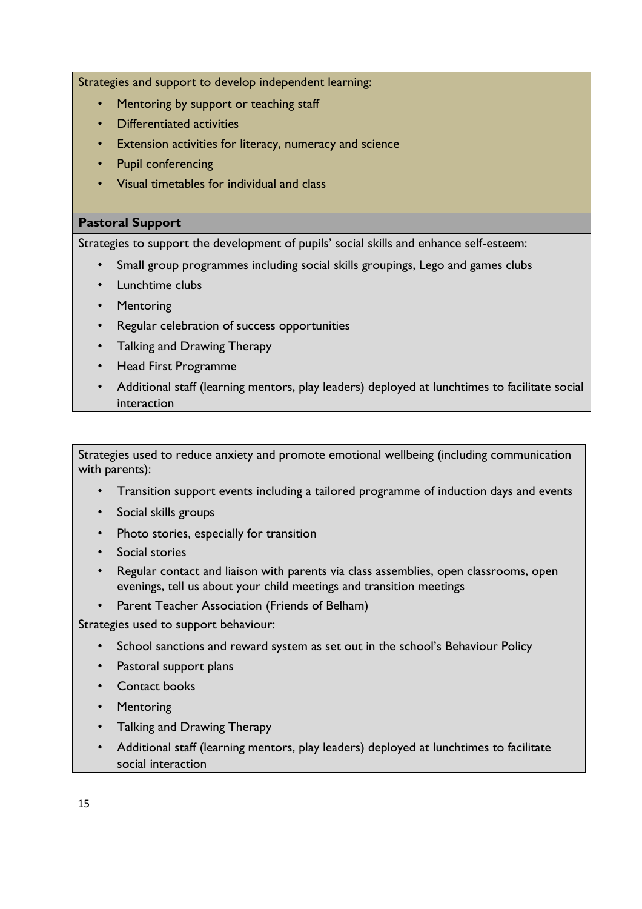Strategies and support to develop independent learning:

- Mentoring by support or teaching staff
- Differentiated activities
- Extension activities for literacy, numeracy and science
- Pupil conferencing
- Visual timetables for individual and class

## Pastoral Support

Strategies to support the development of pupils' social skills and enhance self-esteem:

- Small group programmes including social skills groupings, Lego and games clubs
- Lunchtime clubs
- Mentoring
- Regular celebration of success opportunities
- Talking and Drawing Therapy
- Head First Programme
- Additional staff (learning mentors, play leaders) deployed at lunchtimes to facilitate social interaction

Strategies used to reduce anxiety and promote emotional wellbeing (including communication with parents):

- Transition support events including a tailored programme of induction days and events
- Social skills groups
- Photo stories, especially for transition
- Social stories
- Regular contact and liaison with parents via class assemblies, open classrooms, open evenings, tell us about your child meetings and transition meetings
- Parent Teacher Association (Friends of Belham)

Strategies used to support behaviour:

- School sanctions and reward system as set out in the school's Behaviour Policy
- Pastoral support plans
- Contact books
- Mentoring
- Talking and Drawing Therapy
- Additional staff (learning mentors, play leaders) deployed at lunchtimes to facilitate social interaction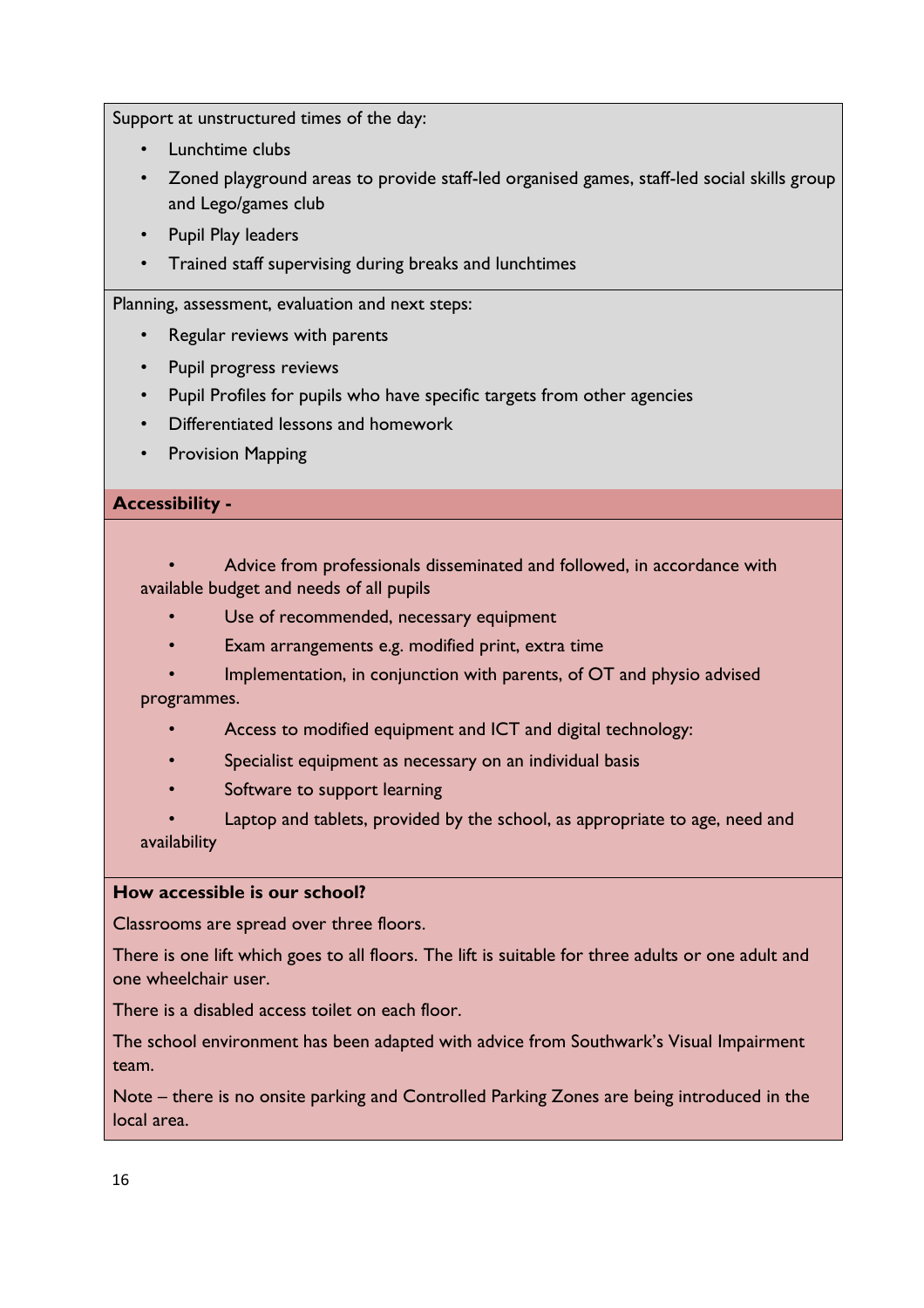Support at unstructured times of the day:

- Lunchtime clubs
- Zoned playground areas to provide staff-led organised games, staff-led social skills group and Lego/games club
- Pupil Play leaders
- Trained staff supervising during breaks and lunchtimes

Planning, assessment, evaluation and next steps:

- Regular reviews with parents
- Pupil progress reviews
- Pupil Profiles for pupils who have specific targets from other agencies
- Differentiated lessons and homework
- Provision Mapping

**Accessibility -**

- Advice from professionals disseminated and followed, in accordance with available budget and needs of all pupils
- Use of recommended, necessary equipment
- Exam arrangements e.g. modified print, extra time
- Implementation, in conjunction with parents, of OT and physio advised programmes.
- Access to modified equipment and ICT and digital technology:
- Specialist equipment as necessary on an individual basis
- Software to support learning
- Laptop and tablets, provided by the school, as appropriate to age, need and availability

**How accessible is our school?**

Classrooms are spread over three floors.

There is one lift which goes to all floors. The lift is suitable for three adults or one adult and one wheelchair user.

There is a disabled access toilet on each floor.

The school environment has been adapted with advice from Southwark's Visual Impairment team.

Note – there is no onsite parking and Controlled Parking Zones are being introduced in the local area.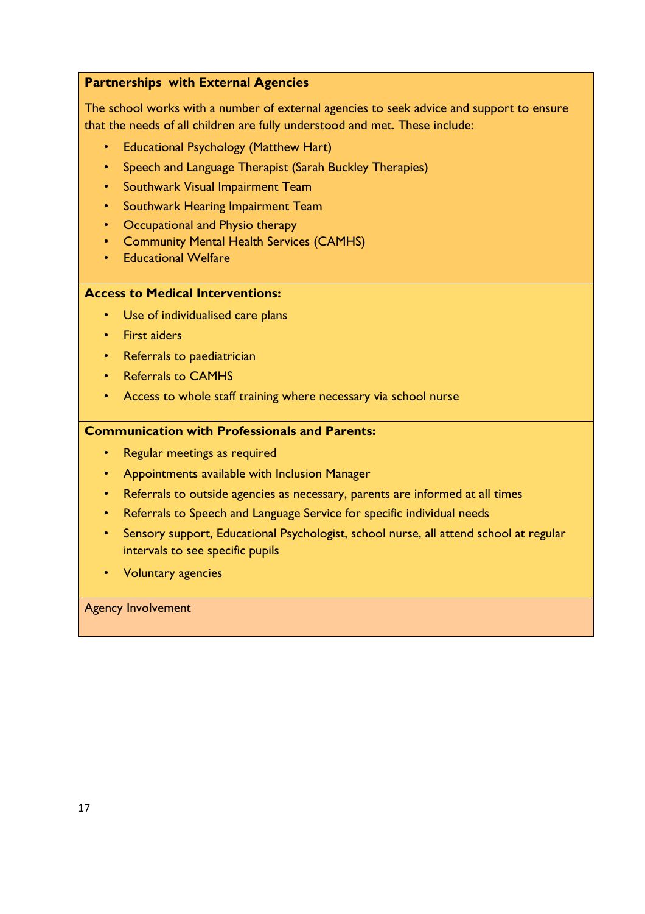**Partnerships  with External Agencies**

The school works with a number of external agencies to seek advice and support to ensure that the needs of all children are fully understood and met. These include:

- Educational Psychology (Matthew Hart)
- Speech and Language Therapist (Sarah Buckley Therapies)
- Southwark Visual Impairment Team
- Southwark Hearing Impairment Team
- Occupational and Physio therapy
- Community Mental Health Services (CAMHS)
- Educational Welfare

**Access to Medical Interventions:**

- Use of individualised care plans
- First aiders
- Referrals to paediatrician
- Referrals to CAMHS
- Access to whole staff training where necessary via school nurse

**Communication with Professionals and Parents:**

- Regular meetings as required
- Appointments available with Inclusion Manager
- Referrals to outside agencies as necessary, parents are informed at all times
- Referrals to Speech and Language Service for specific individual needs
- Sensory support, Educational Psychologist, school nurse, all attend school at regular intervals to see specific pupils
- Voluntary agencies

Agency Involvement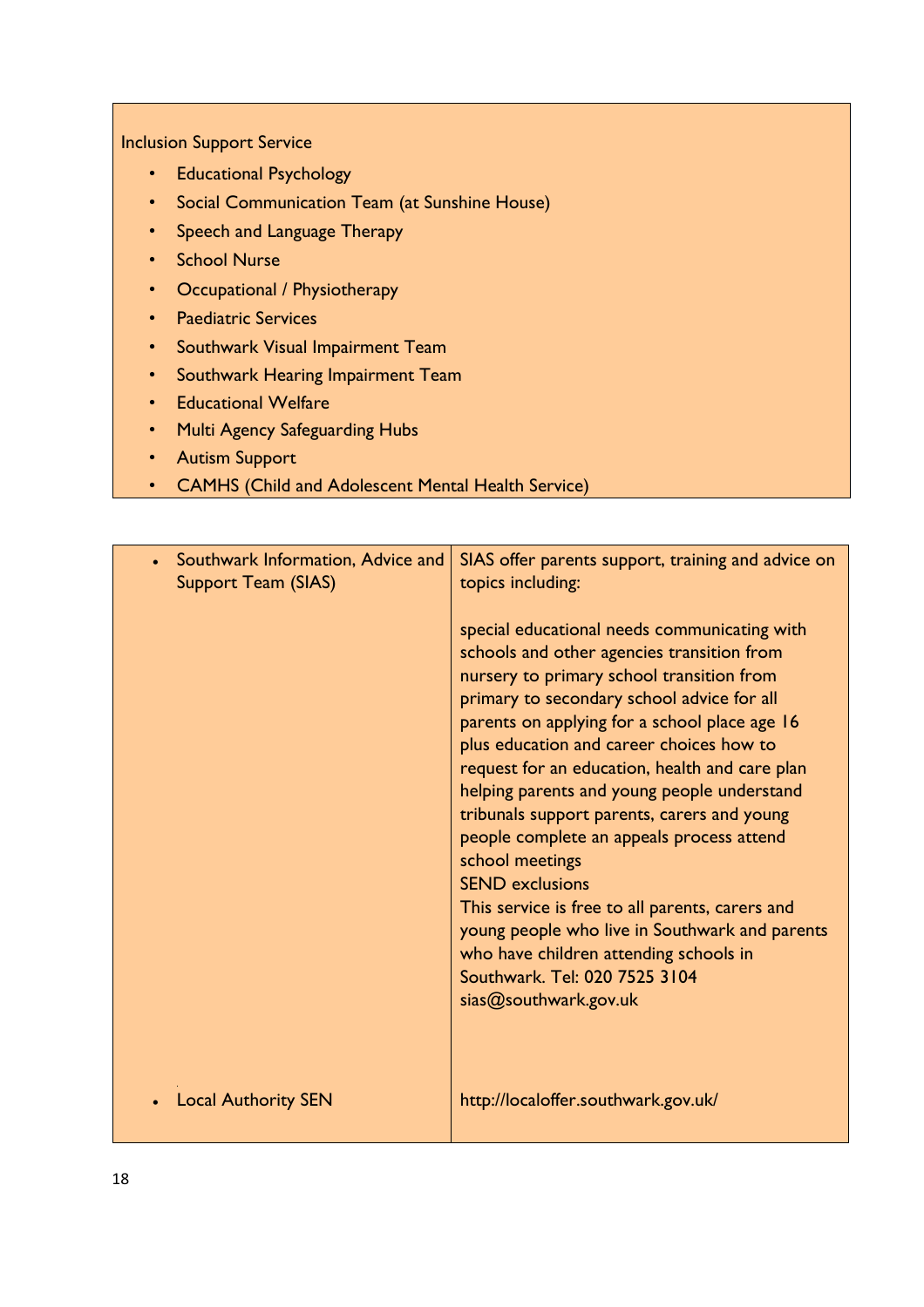Inclusion Support Service

- Educational Psychology
- Social Communication Team (at Sunshine House)
- Speech and Language Therapy
- School Nurse
- Occupational / Physiotherapy
- Paediatric Services
- Southwark Visual Impairment Team
- Southwark Hearing Impairment Team
- Educational Welfare
- Multi Agency Safeguarding Hubs
- Autism Support
- CAMHS (Child and Adolescent Mental Health Service)

| | |
|---|---|
| • Southwark Information, Advice and Support Team (SIAS) | SIAS offer parents support, training and advice on topics including:<br><br>special educational needs communicating with schools and other agencies transition from nursery to primary school transition from primary to secondary school advice for all parents on applying for a school place age 16 plus education and career choices how to request for an education, health and care plan helping parents and young people understand tribunals support parents, carers and young people complete an appeals process attend school meetings<br>SEND exclusions<br>This service is free to all parents, carers and young people who live in Southwark and parents who have children attending schools in Southwark. Tel: 020 7525 3104<br>sias@southwark.gov.uk |
| • Local Authority SEN | http://localoffer.southwark.gov.uk/ |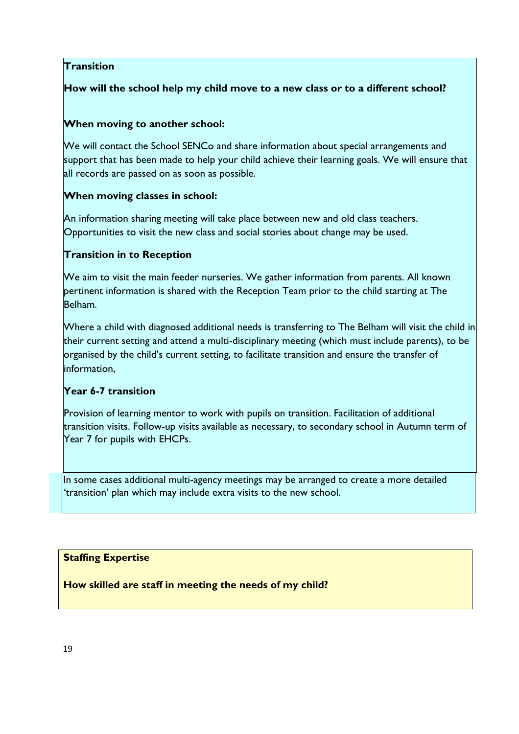## Transition

**How will the school help my child move to a new class or to a different school?**

**When moving to another school:**

We will contact the School SENCo and share information about special arrangements and support that has been made to help your child achieve their learning goals. We will ensure that all records are passed on as soon as possible.

**When moving classes in school:**

An information sharing meeting will take place between new and old class teachers. Opportunities to visit the new class and social stories about change may be used.

**Transition in to Reception**

We aim to visit the main feeder nurseries. We gather information from parents. All known pertinent information is shared with the Reception Team prior to the child starting at The Belham.

Where a child with diagnosed additional needs is transferring to The Belham will visit the child in their current setting and attend a multi-disciplinary meeting (which must include parents), to be organised by the child's current setting, to facilitate transition and ensure the transfer of information,

**Year 6-7 transition**

Provision of learning mentor to work with pupils on transition. Facilitation of additional transition visits. Follow-up visits available as necessary, to secondary school in Autumn term of Year 7 for pupils with EHCPs.

In some cases additional multi-agency meetings may be arranged to create a more detailed 'transition' plan which may include extra visits to the new school.

## Staffing Expertise

**How skilled are staff in meeting the needs of my child?**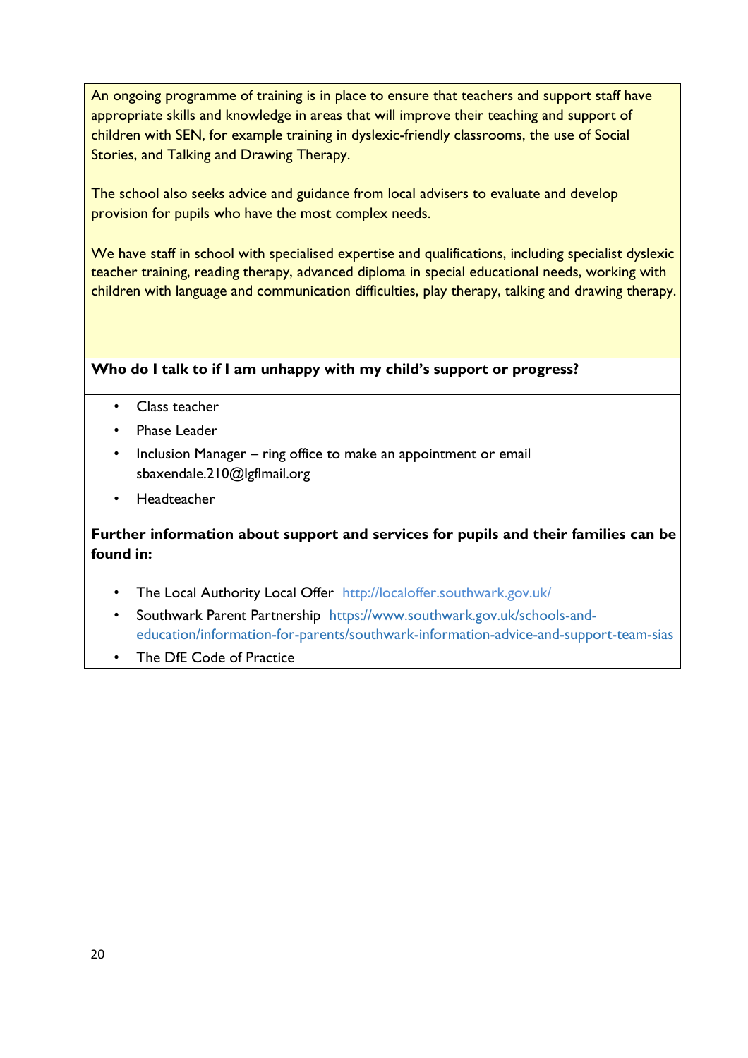An ongoing programme of training is in place to ensure that teachers and support staff have appropriate skills and knowledge in areas that will improve their teaching and support of children with SEN, for example training in dyslexic-friendly classrooms, the use of Social Stories, and Talking and Drawing Therapy.

The school also seeks advice and guidance from local advisers to evaluate and develop provision for pupils who have the most complex needs.

We have staff in school with specialised expertise and qualifications, including specialist dyslexic teacher training, reading therapy, advanced diploma in special educational needs, working with children with language and communication difficulties, play therapy, talking and drawing therapy.

**Who do I talk to if I am unhappy with my child's support or progress?**

- Class teacher
- Phase Leader
- Inclusion Manager – ring office to make an appointment or email sbaxendale.210@lgflmail.org
- Headteacher

**Further information about support and services for pupils and their families can be found in:**

- The Local Authority Local Offer http://localoffer.southwark.gov.uk/
- Southwark Parent Partnership https://www.southwark.gov.uk/schools-and-education/information-for-parents/southwark-information-advice-and-support-team-sias
- The DfE Code of Practice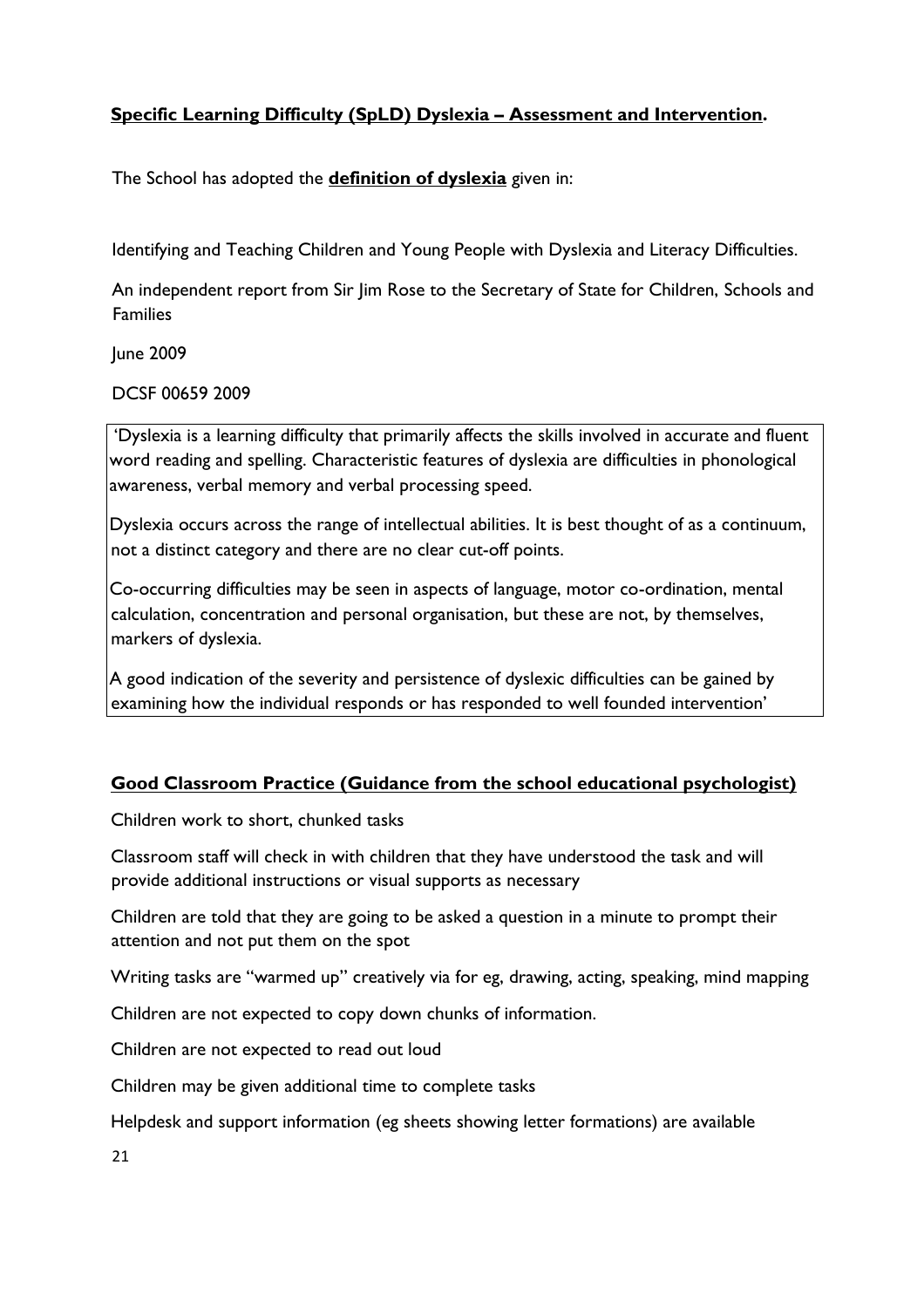## **Specific Learning Difficulty (SpLD) Dyslexia – Assessment and Intervention.**

The School has adopted the **definition of dyslexia** given in:

Identifying and Teaching Children and Young People with Dyslexia and Literacy Difficulties.

An independent report from Sir Jim Rose to the Secretary of State for Children, Schools and Families

June 2009

DCSF 00659 2009

> 'Dyslexia is a learning difficulty that primarily affects the skills involved in accurate and fluent word reading and spelling. Characteristic features of dyslexia are difficulties in phonological awareness, verbal memory and verbal processing speed.
>
> Dyslexia occurs across the range of intellectual abilities. It is best thought of as a continuum, not a distinct category and there are no clear cut-off points.
>
> Co-occurring difficulties may be seen in aspects of language, motor co-ordination, mental calculation, concentration and personal organisation, but these are not, by themselves, markers of dyslexia.
>
> A good indication of the severity and persistence of dyslexic difficulties can be gained by examining how the individual responds or has responded to well founded intervention'

## **Good Classroom Practice (Guidance from the school educational psychologist)**

Children work to short, chunked tasks

Classroom staff will check in with children that they have understood the task and will provide additional instructions or visual supports as necessary

Children are told that they are going to be asked a question in a minute to prompt their attention and not put them on the spot

Writing tasks are "warmed up" creatively via for eg, drawing, acting, speaking, mind mapping

Children are not expected to copy down chunks of information.

Children are not expected to read out loud

Children may be given additional time to complete tasks

Helpdesk and support information (eg sheets showing letter formations) are available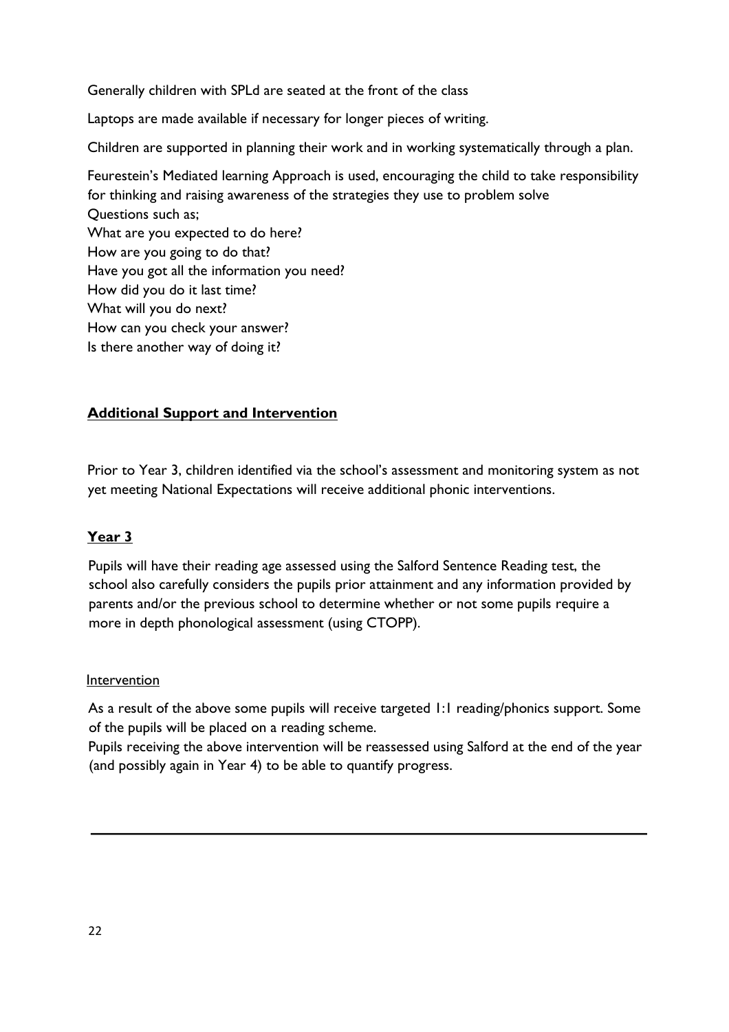Generally children with SPLd are seated at the front of the class

Laptops are made available if necessary for longer pieces of writing.

Children are supported in planning their work and in working systematically through a plan.

Feurestein's Mediated learning Approach is used, encouraging the child to take responsibility for thinking and raising awareness of the strategies they use to problem solve
Questions such as;
What are you expected to do here?
How are you going to do that?
Have you got all the information you need?
How did you do it last time?
What will you do next?
How can you check your answer?
Is there another way of doing it?

## **Additional Support and Intervention**

Prior to Year 3, children identified via the school's assessment and monitoring system as not yet meeting National Expectations will receive additional phonic interventions.

### **Year 3**

Pupils will have their reading age assessed using the Salford Sentence Reading test, the school also carefully considers the pupils prior attainment and any information provided by parents and/or the previous school to determine whether or not some pupils require a more in depth phonological assessment (using CTOPP).

Intervention

As a result of the above some pupils will receive targeted 1:1 reading/phonics support. Some of the pupils will be placed on a reading scheme.
Pupils receiving the above intervention will be reassessed using Salford at the end of the year (and possibly again in Year 4) to be able to quantify progress.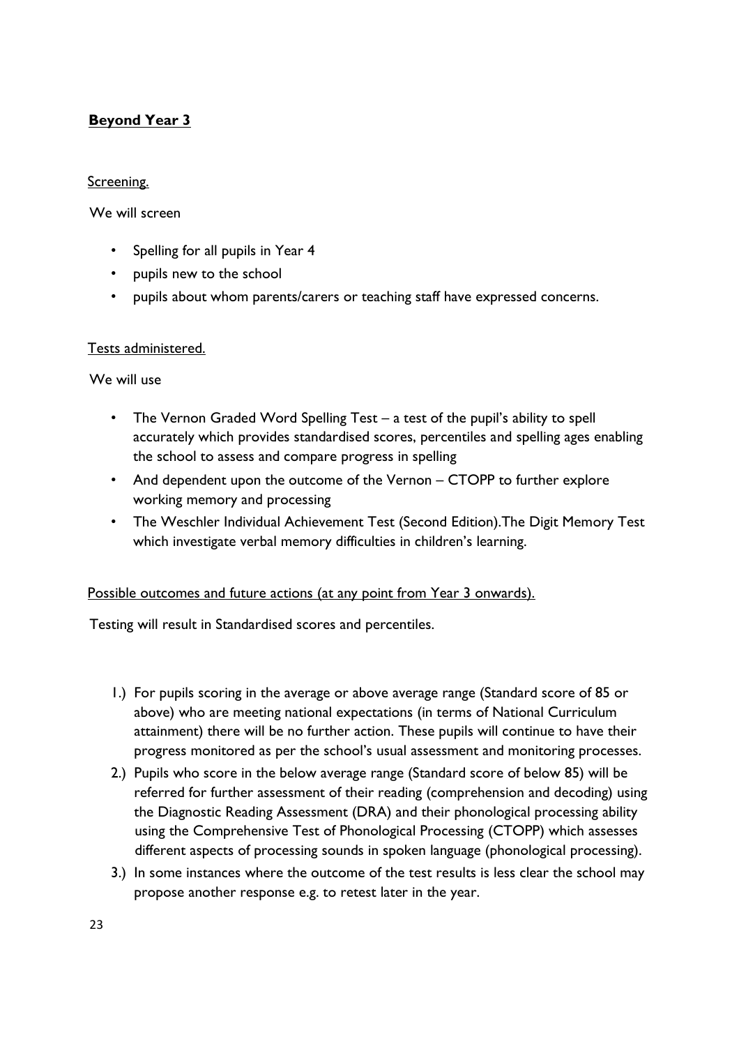## **Beyond Year 3**

Screening.

We will screen

- Spelling for all pupils in Year 4
- pupils new to the school
- pupils about whom parents/carers or teaching staff have expressed concerns.

Tests administered.

We will use

- The Vernon Graded Word Spelling Test – a test of the pupil's ability to spell accurately which provides standardised scores, percentiles and spelling ages enabling the school to assess and compare progress in spelling
- And dependent upon the outcome of the Vernon – CTOPP to further explore working memory and processing
- The Weschler Individual Achievement Test (Second Edition).The Digit Memory Test which investigate verbal memory difficulties in children's learning.

Possible outcomes and future actions (at any point from Year 3 onwards).

Testing will result in Standardised scores and percentiles.

1.) For pupils scoring in the average or above average range (Standard score of 85 or above) who are meeting national expectations (in terms of National Curriculum attainment) there will be no further action. These pupils will continue to have their progress monitored as per the school's usual assessment and monitoring processes.
2.) Pupils who score in the below average range (Standard score of below 85) will be referred for further assessment of their reading (comprehension and decoding) using the Diagnostic Reading Assessment (DRA) and their phonological processing ability using the Comprehensive Test of Phonological Processing (CTOPP) which assesses different aspects of processing sounds in spoken language (phonological processing).
3.) In some instances where the outcome of the test results is less clear the school may propose another response e.g. to retest later in the year.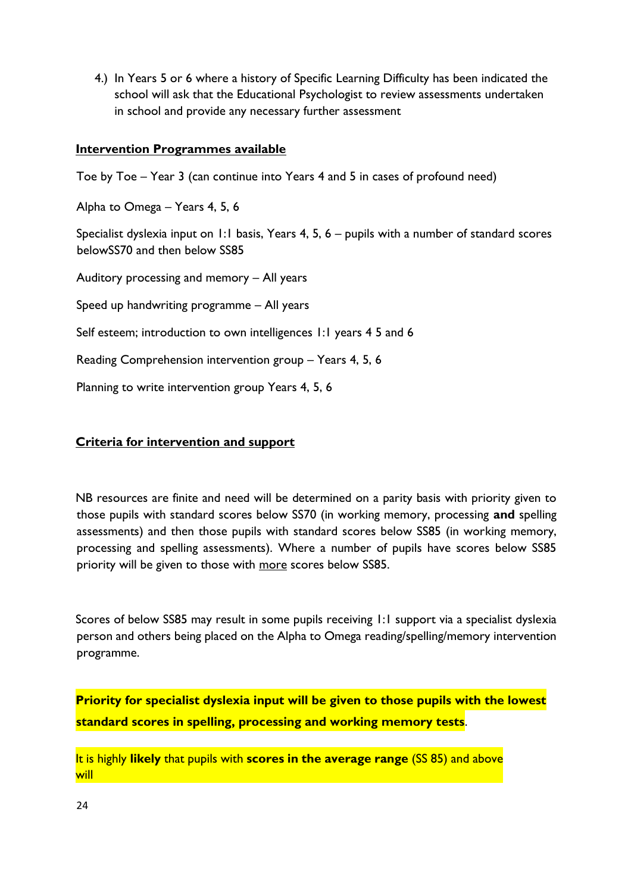4.) In Years 5 or 6 where a history of Specific Learning Difficulty has been indicated the school will ask that the Educational Psychologist to review assessments undertaken in school and provide any necessary further assessment

## Intervention Programmes available

Toe by Toe – Year 3 (can continue into Years 4 and 5 in cases of profound need)

Alpha to Omega – Years 4, 5, 6

Specialist dyslexia input on 1:1 basis, Years 4, 5, 6 – pupils with a number of standard scores belowSS70 and then below SS85

Auditory processing and memory – All years

Speed up handwriting programme – All years

Self esteem; introduction to own intelligences 1:1 years 4 5 and 6

Reading Comprehension intervention group – Years 4, 5, 6

Planning to write intervention group Years 4, 5, 6

## Criteria for intervention and support

NB resources are finite and need will be determined on a parity basis with priority given to those pupils with standard scores below SS70 (in working memory, processing **and** spelling assessments) and then those pupils with standard scores below SS85 (in working memory, processing and spelling assessments). Where a number of pupils have scores below SS85 priority will be given to those with more scores below SS85.

Scores of below SS85 may result in some pupils receiving 1:1 support via a specialist dyslexia person and others being placed on the Alpha to Omega reading/spelling/memory intervention programme.

**Priority for specialist dyslexia input will be given to those pupils with the lowest standard scores in spelling, processing and working memory tests**.

It is highly **likely** that pupils with **scores in the average range** (SS 85) and above will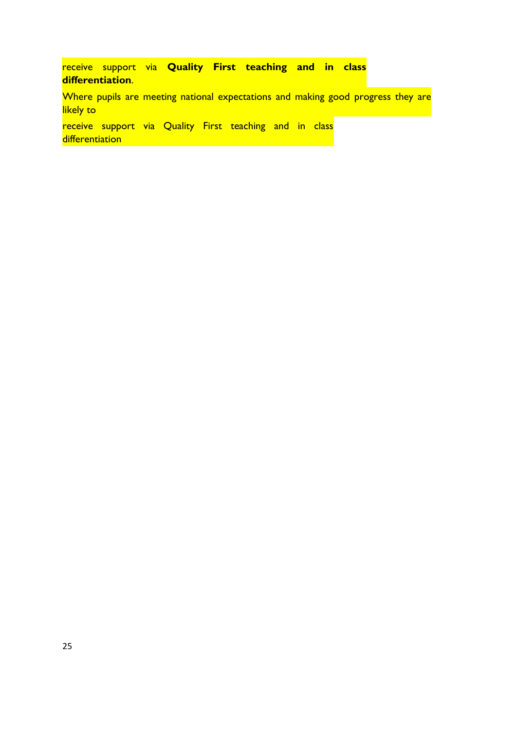receive support via **Quality First teaching and in class differentiation**.

Where pupils are meeting national expectations and making good progress they are likely to

receive support via Quality First teaching and in class differentiation